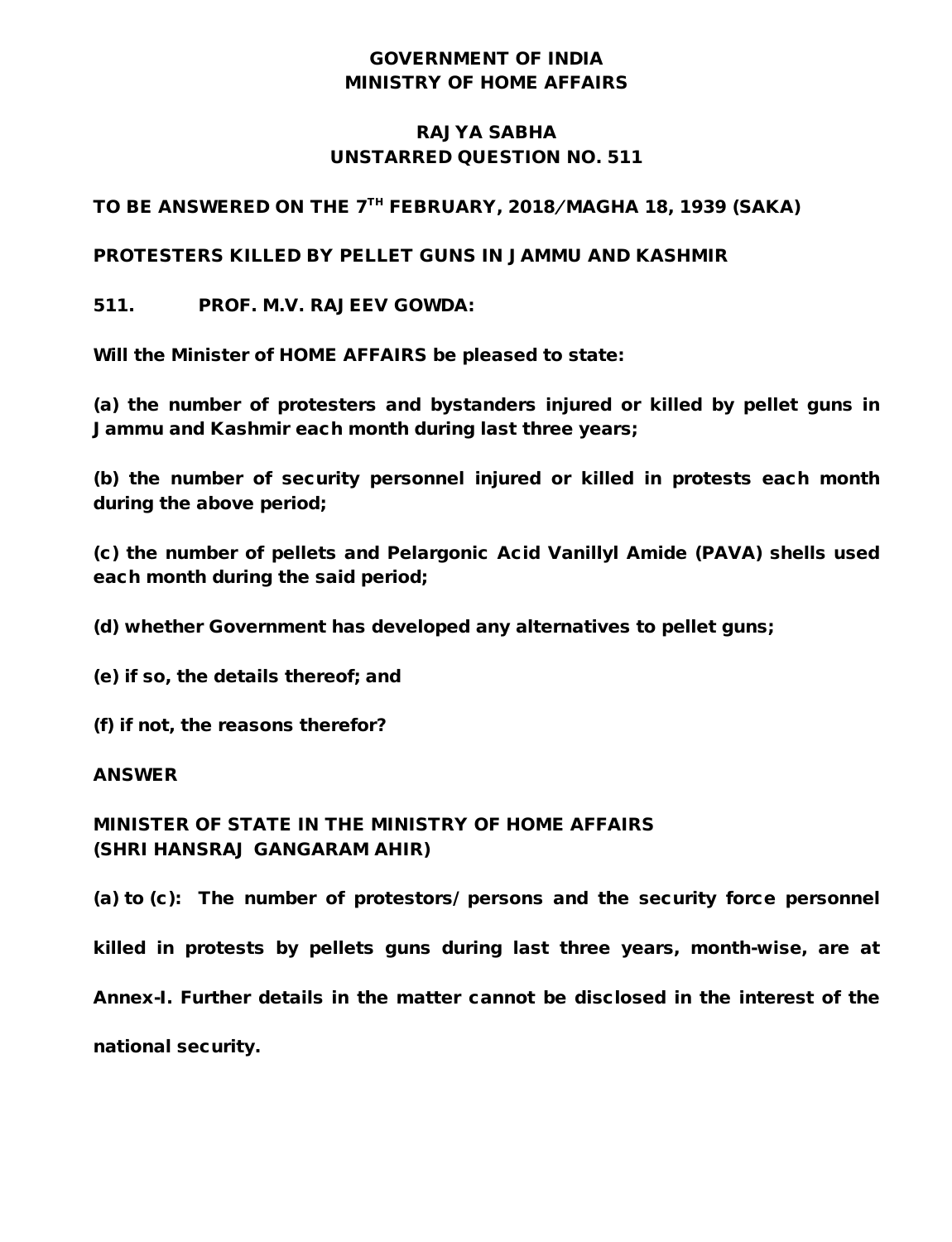**GOVERNMENT OF INDIA**
**MINISTRY OF HOME AFFAIRS**

**RAJYA SABHA**
**UNSTARRED QUESTION NO. 511**

**TO BE ANSWERED ON THE 7TH FEBRUARY, 2018/MAGHA 18, 1939 (SAKA)**

**PROTESTERS KILLED BY PELLET GUNS IN JAMMU AND KASHMIR**

**511. PROF. M.V. RAJEEV GOWDA:**

**Will the Minister of HOME AFFAIRS be pleased to state:**

**(a) the number of protesters and bystanders injured or killed by pellet guns in Jammu and Kashmir each month during last three years;**

**(b) the number of security personnel injured or killed in protests each month during the above period;**

**(c) the number of pellets and Pelargonic Acid Vanillyl Amide (PAVA) shells used each month during the said period;**

**(d) whether Government has developed any alternatives to pellet guns;**

**(e) if so, the details thereof; and**

**(f) if not, the reasons therefor?**

**ANSWER**

**MINISTER OF STATE IN THE MINISTRY OF HOME AFFAIRS**
**(SHRI HANSRAJ GANGARAM AHIR)**

**(a) to (c): The number of protestors/ persons and the security force personnel killed in protests by pellets guns during last three years, month-wise, are at Annex-I. Further details in the matter cannot be disclosed in the interest of the national security.**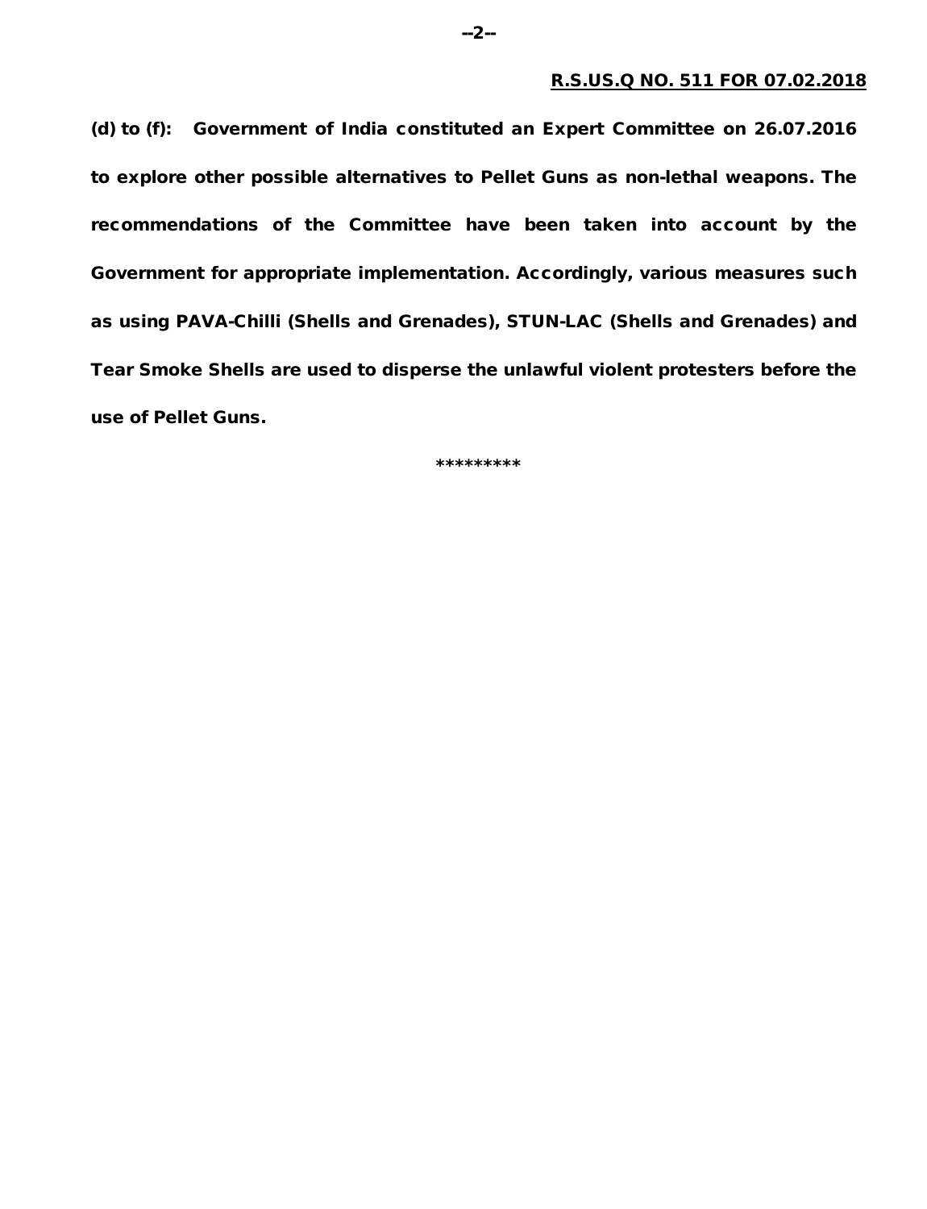**R.S.US.Q NO. 511 FOR 07.02.2018**

**(d) to (f):** **Government of India constituted an Expert Committee on 26.07.2016 to explore other possible alternatives to Pellet Guns as non-lethal weapons. The recommendations of the Committee have been taken into account by the Government for appropriate implementation. Accordingly, various measures such as using PAVA-Chilli (Shells and Grenades), STUN-LAC (Shells and Grenades) and Tear Smoke Shells are used to disperse the unlawful violent protesters before the use of Pellet Guns.**

*********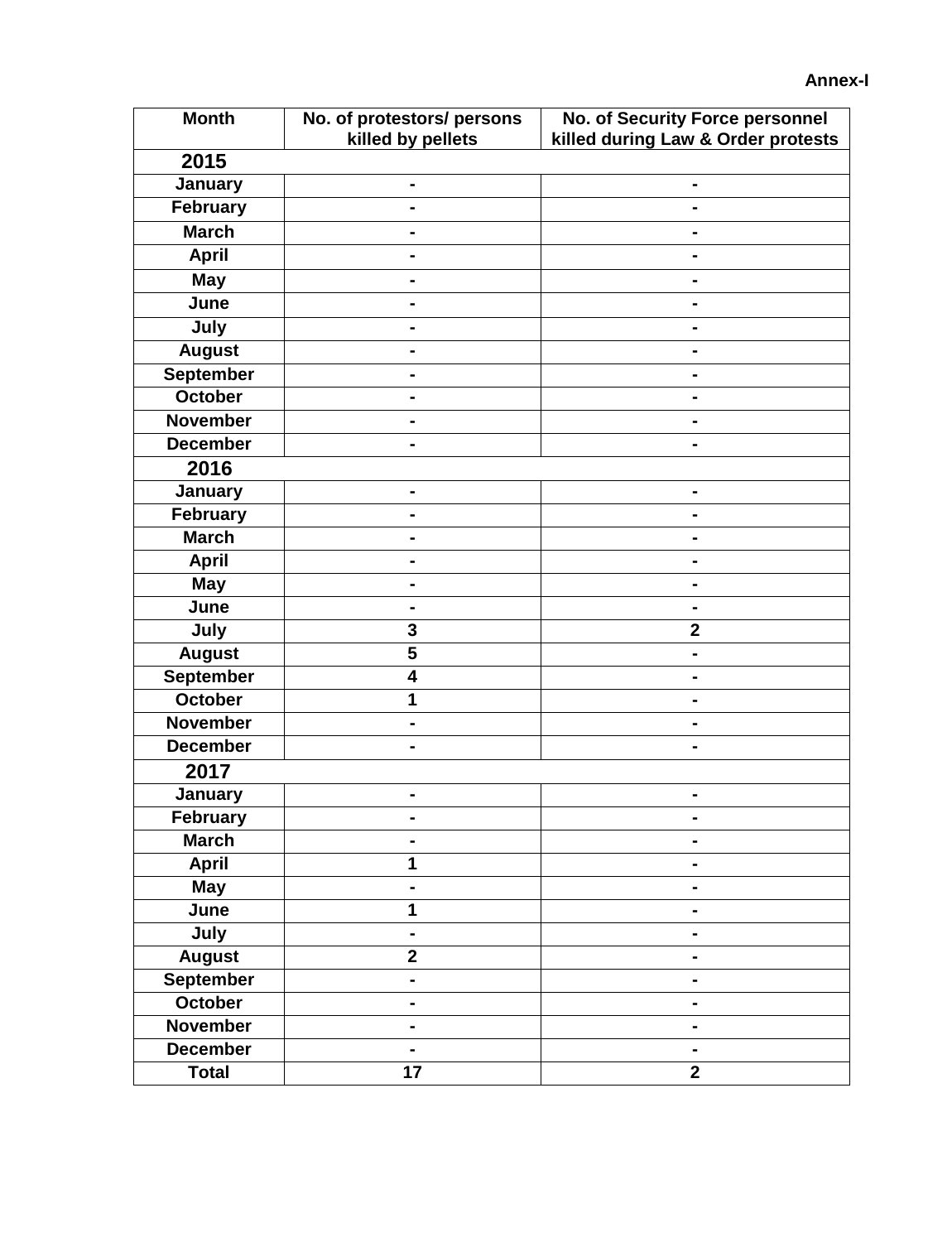**Annex-I**

| Month | No. of protestors/ persons killed by pellets | No. of Security Force personnel killed during Law & Order protests |
|---|---|---|
| **2015** | | |
| January | - | - |
| February | - | - |
| March | - | - |
| April | - | - |
| May | - | - |
| June | - | - |
| July | - | - |
| August | - | - |
| September | - | - |
| October | - | - |
| November | - | - |
| December | - | - |
| **2016** | | |
| January | - | - |
| February | - | - |
| March | - | - |
| April | - | - |
| May | - | - |
| June | - | - |
| July | 3 | 2 |
| August | 5 | - |
| September | 4 | - |
| October | 1 | - |
| November | - | - |
| December | - | - |
| **2017** | | |
| January | - | - |
| February | - | - |
| March | - | - |
| April | 1 | - |
| May | - | - |
| June | 1 | - |
| July | - | - |
| August | 2 | - |
| September | - | - |
| October | - | - |
| November | - | - |
| December | - | - |
| **Total** | **17** | **2** |